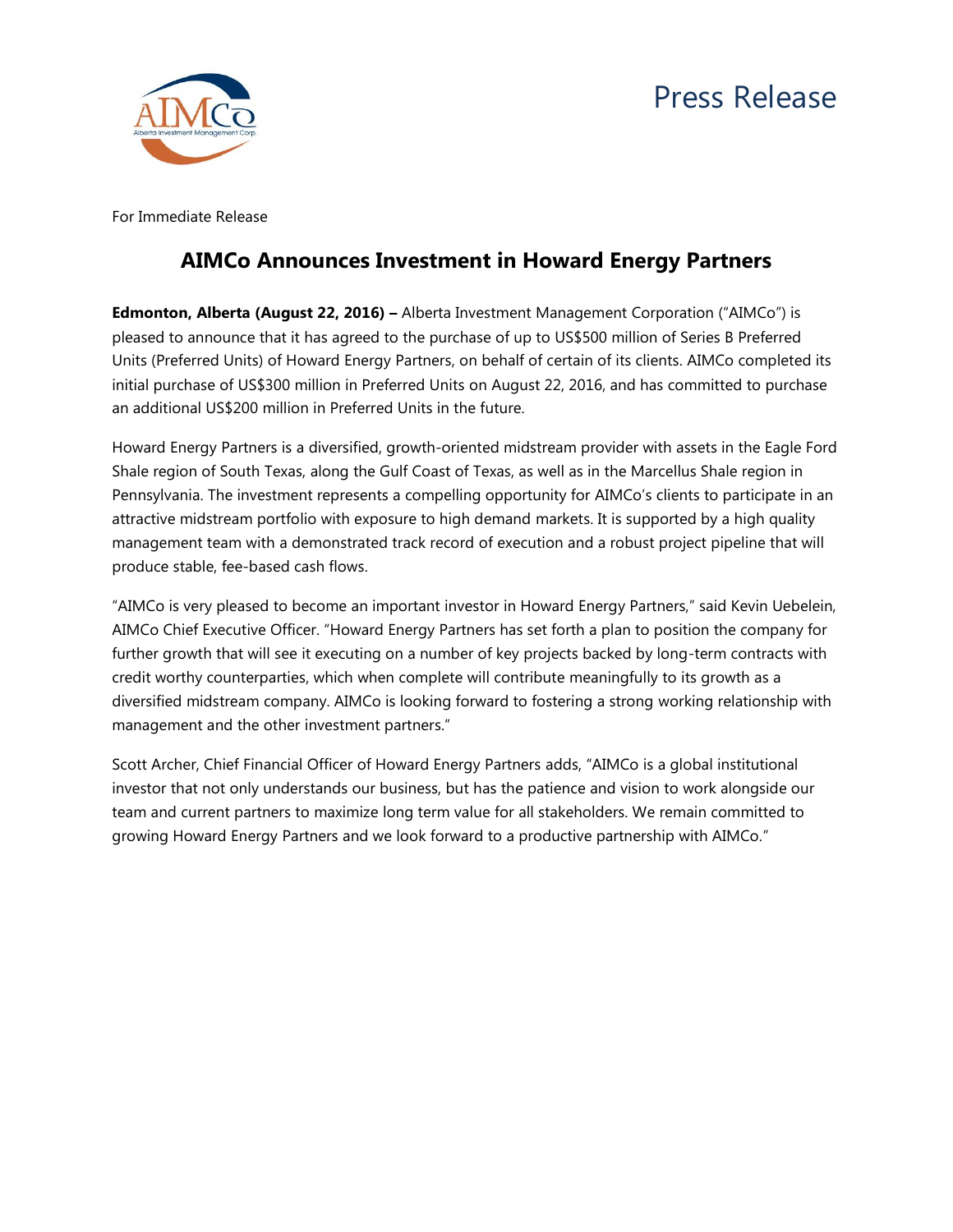Press Release

For Immediate Release

# AIMCo Announces Investment in Howard Energy Partners

**Edmonton, Alberta (August 22, 2016) –** Alberta Investment Management Corporation ("AIMCo") is pleased to announce that it has agreed to the purchase of up to US$500 million of Series B Preferred Units (Preferred Units) of Howard Energy Partners, on behalf of certain of its clients. AIMCo completed its initial purchase of US$300 million in Preferred Units on August 22, 2016, and has committed to purchase an additional US$200 million in Preferred Units in the future.

Howard Energy Partners is a diversified, growth-oriented midstream provider with assets in the Eagle Ford Shale region of South Texas, along the Gulf Coast of Texas, as well as in the Marcellus Shale region in Pennsylvania. The investment represents a compelling opportunity for AIMCo's clients to participate in an attractive midstream portfolio with exposure to high demand markets. It is supported by a high quality management team with a demonstrated track record of execution and a robust project pipeline that will produce stable, fee-based cash flows.

"AIMCo is very pleased to become an important investor in Howard Energy Partners," said Kevin Uebelein, AIMCo Chief Executive Officer. "Howard Energy Partners has set forth a plan to position the company for further growth that will see it executing on a number of key projects backed by long-term contracts with credit worthy counterparties, which when complete will contribute meaningfully to its growth as a diversified midstream company. AIMCo is looking forward to fostering a strong working relationship with management and the other investment partners."

Scott Archer, Chief Financial Officer of Howard Energy Partners adds, "AIMCo is a global institutional investor that not only understands our business, but has the patience and vision to work alongside our team and current partners to maximize long term value for all stakeholders. We remain committed to growing Howard Energy Partners and we look forward to a productive partnership with AIMCo."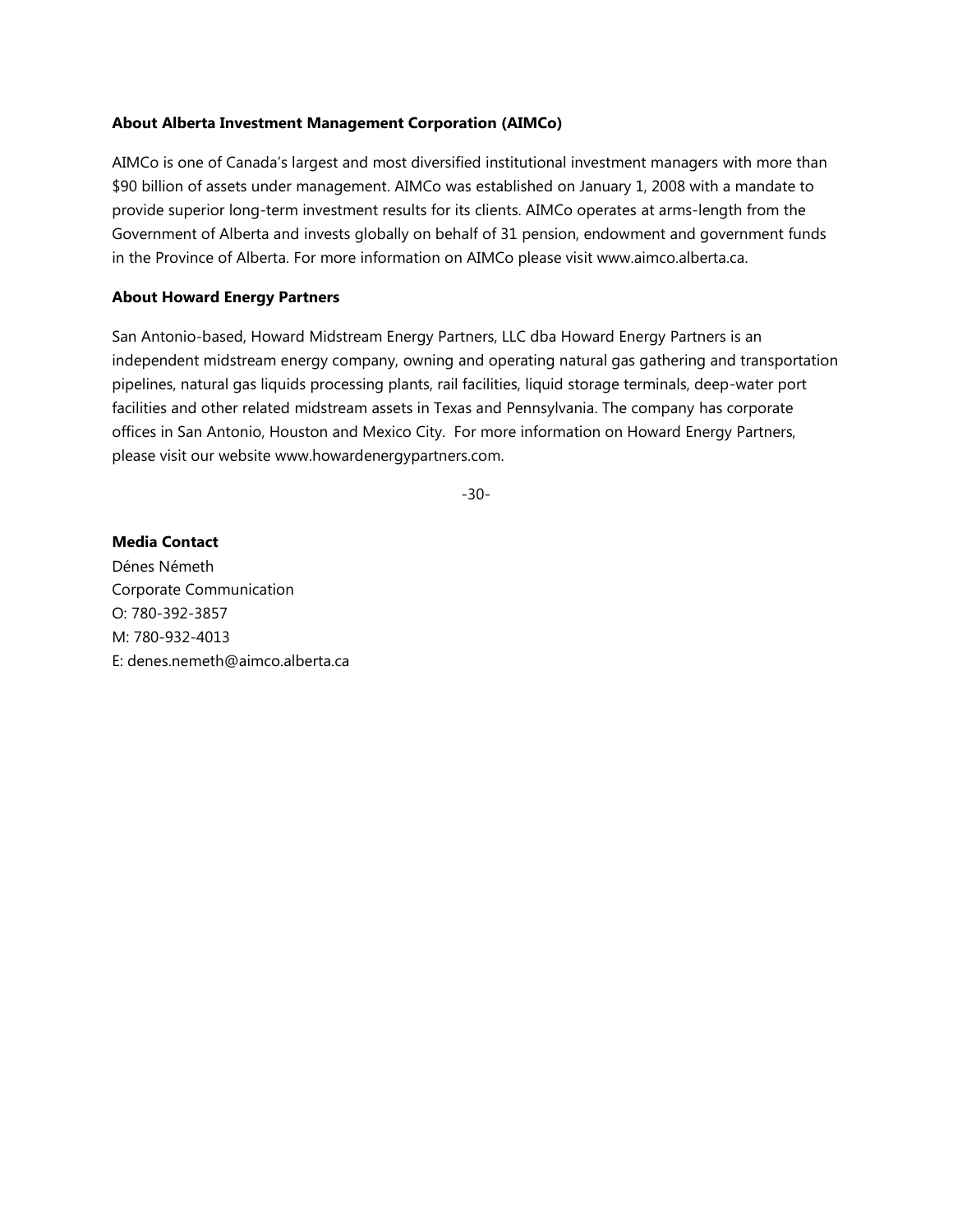**About Alberta Investment Management Corporation (AIMCo)**

AIMCo is one of Canada's largest and most diversified institutional investment managers with more than $90 billion of assets under management. AIMCo was established on January 1, 2008 with a mandate to provide superior long-term investment results for its clients. AIMCo operates at arms-length from the Government of Alberta and invests globally on behalf of 31 pension, endowment and government funds in the Province of Alberta. For more information on AIMCo please visit www.aimco.alberta.ca.

**About Howard Energy Partners**

San Antonio-based, Howard Midstream Energy Partners, LLC dba Howard Energy Partners is an independent midstream energy company, owning and operating natural gas gathering and transportation pipelines, natural gas liquids processing plants, rail facilities, liquid storage terminals, deep-water port facilities and other related midstream assets in Texas and Pennsylvania. The company has corporate offices in San Antonio, Houston and Mexico City. For more information on Howard Energy Partners, please visit our website www.howardenergypartners.com.

-30-

**Media Contact**
Dénes Németh
Corporate Communication
O: 780-392-3857
M: 780-932-4013
E: denes.nemeth@aimco.alberta.ca